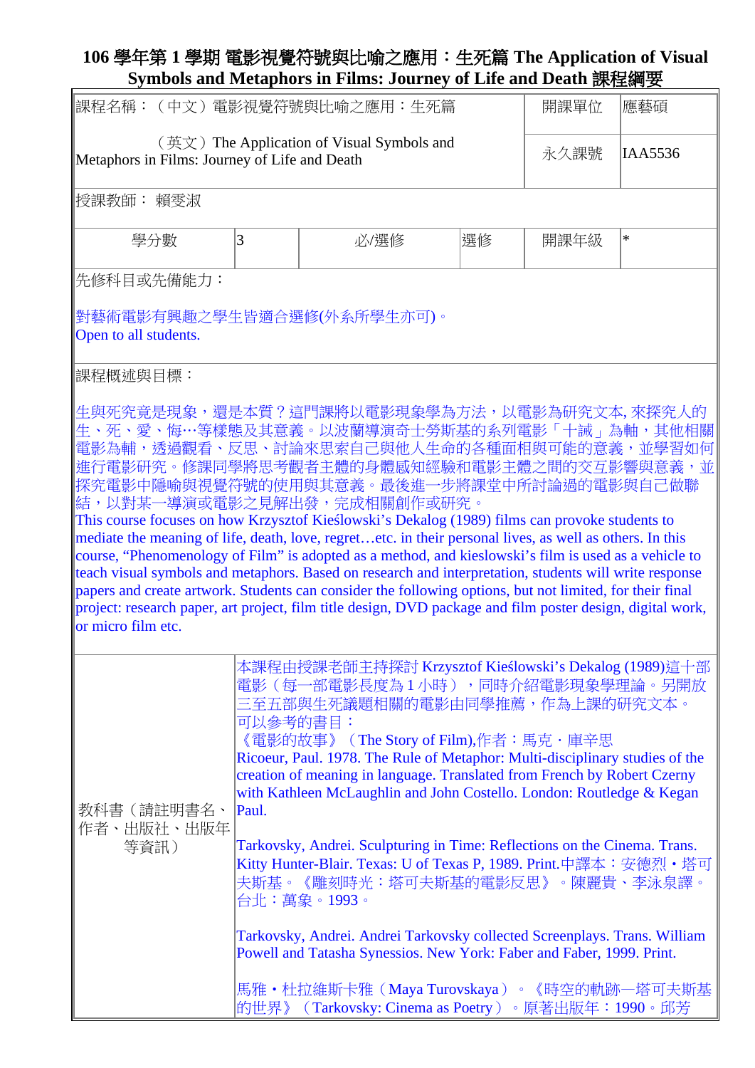# 106 學年第 1 學期 電影視覺符號與比喻之應用：生死篇 The Application of Visual Symbols and Metaphors in Films: Journey of Life and Death 課程綱要

| 課程名稱：（中文）電影視覺符號與比喻之應用：生死篇 | | | | 開課單位 | 應藝碩 |
|---|---|---|---|---|---|
| （英文）The Application of Visual Symbols and Metaphors in Films: Journey of Life and Death | | | | 永久課號 | IAA5536 |
| 授課教師： 賴雯淑 | | | | | |
| 學分數 | 3 | 必/選修 | 選修 | 開課年級 | * |
| 先修科目或先備能力：<br><br>對藝術電影有興趣之學生皆適合選修(外系所學生亦可)。<br>Open to all students. | | | | | |
| 課程概述與目標：<br><br>生與死究竟是現象，還是本質？這門課將以電影現象學為方法，以電影為研究文本, 來探究人的生、死、愛、悔…等樣態及其意義。以波蘭導演奇士勞斯基的系列電影「十誡」為軸，其他相關電影為輔，透過觀看、反思、討論來思索自己與他人生命的各種面相與可能的意義，並學習如何進行電影研究。修課同學將思考觀者主體的身體感知經驗和電影主體之間的交互影響與意義，並探究電影中隱喻與視覺符號的使用與其意義。最後進一步將課堂中所討論過的電影與自己做聯結，以對某一導演或電影之見解出發，完成相關創作或研究。<br>This course focuses on how Krzysztof Kieślowski's Dekalog (1989) films can provoke students to mediate the meaning of life, death, love, regret…etc. in their personal lives, as well as others. In this course, "Phenomenology of Film" is adopted as a method, and kieslowski's film is used as a vehicle to teach visual symbols and metaphors. Based on research and interpretation, students will write response papers and create artwork. Students can consider the following options, but not limited, for their final project: research paper, art project, film title design, DVD package and film poster design, digital work, or micro film etc. | | | | | |
| 教科書（請註明書名、作者、出版社、出版年等資訊） | 本課程由授課老師主持探討 Krzysztof Kieślowski's Dekalog (1989)這十部電影（每一部電影長度為 1 小時），同時介紹電影現象學理論。另開放三至五部與生死議題相關的電影由同學推薦，作為上課的研究文本。<br>可以參考的書目：<br>《電影的故事》（The Story of Film),作者：馬克・庫辛思<br>Ricoeur, Paul. 1978. The Rule of Metaphor: Multi-disciplinary studies of the creation of meaning in language. Translated from French by Robert Czerny with Kathleen McLaughlin and John Costello. London: Routledge & Kegan Paul.<br><br>Tarkovsky, Andrei. Sculpturing in Time: Reflections on the Cinema. Trans. Kitty Hunter-Blair. Texas: U of Texas P, 1989. Print.中譯本：安德烈・塔可夫斯基。《雕刻時光：塔可夫斯基的電影反思》。陳麗貴、李泳泉譯。台北：萬象。1993。<br><br>Tarkovsky, Andrei. Andrei Tarkovsky collected Screenplays. Trans. William Powell and Tatasha Synessios. New York: Faber and Faber, 1999. Print.<br><br>馬雅・杜拉維斯卡雅（Maya Turovskaya）。《時空的軌跡—塔可夫斯基的世界》（Tarkovsky: Cinema as Poetry）。原著出版年：1990。邱芳 | | | | |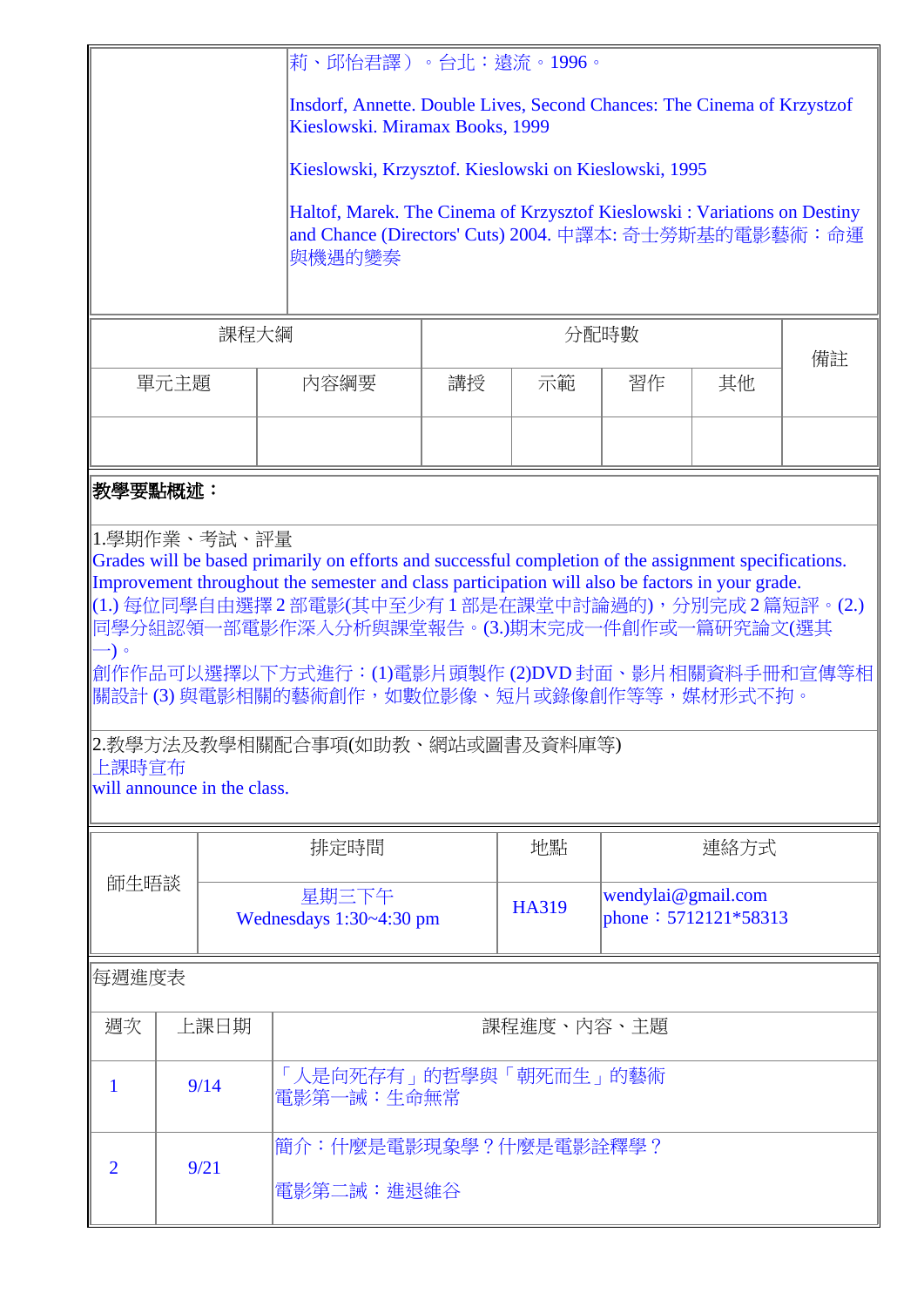| | 莉、邱怡君譯）。台北：遠流。1996。<br><br>Insdorf, Annette. Double Lives, Second Chances: The Cinema of Krzysztof Kieslowski. Miramax Books, 1999<br><br>Kieslowski, Krzysztof. Kieslowski on Kieslowski, 1995<br><br>Haltof, Marek. The Cinema of Krzysztof Kieslowski : Variations on Destiny and Chance (Directors' Cuts) 2004. 中譯本: 奇士勞斯基的電影藝術：命運與機遇的變奏 |
|---|---|

| 課程大綱 | | 分配時數 | | | | 備註 |
|---|---|---|---|---|---|---|
| 單元主題 | 內容綱要 | 講授 | 示範 | 習作 | 其他 | |
| | | | | | | |

**教學要點概述：**

1.學期作業、考試、評量

Grades will be based primarily on efforts and successful completion of the assignment specifications. Improvement throughout the semester and class participation will also be factors in your grade.
(1.) 每位同學自由選擇 2 部電影(其中至少有 1 部是在課堂中討論過的)，分別完成 2 篇短評。(2.) 同學分組認領一部電影作深入分析與課堂報告。(3.)期末完成一件創作或一篇研究論文(選其一)。
創作作品可以選擇以下方式進行：(1)電影片頭製作 (2)DVD 封面、影片相關資料手冊和宣傳等相關設計 (3) 與電影相關的藝術創作，如數位影像、短片或錄像創作等等，媒材形式不拘。

2.教學方法及教學相關配合事項(如助教、網站或圖書及資料庫等)
上課時宣布
will announce in the class.

| 師生晤談 | 排定時間 | 地點 | 連絡方式 |
|---|---|---|---|
| | 星期三下午<br>Wednesdays 1:30~4:30 pm | HA319 | wendylai@gmail.com<br>phone：5712121*58313 |

每週進度表

| 週次 | 上課日期 | 課程進度、內容、主題 |
|---|---|---|
| 1 | 9/14 | 「人是向死存有」的哲學與「朝死而生」的藝術<br>電影第一誡：生命無常 |
| 2 | 9/21 | 簡介：什麼是電影現象學？什麼是電影詮釋學？<br><br>電影第二誡：進退維谷 |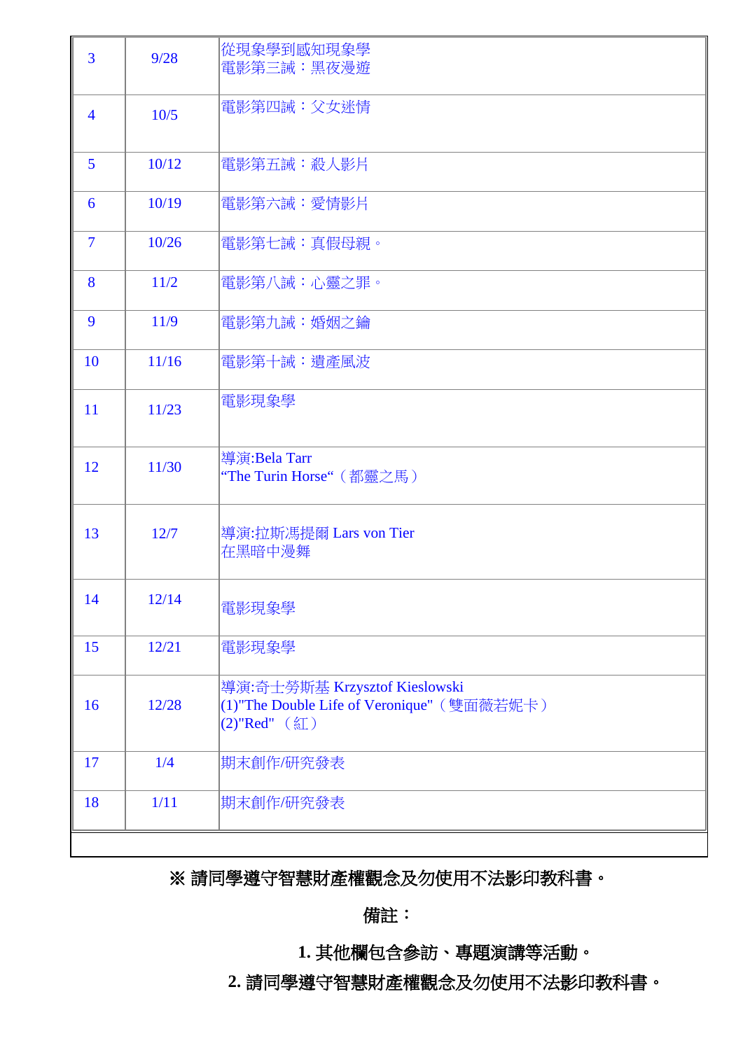| | | |
|---|---|---|
| 3 | 9/28 | 從現象學到感知現象學<br>電影第三誡：黑夜漫遊 |
| 4 | 10/5 | 電影第四誡：父女迷情 |
| 5 | 10/12 | 電影第五誡：殺人影片 |
| 6 | 10/19 | 電影第六誡：愛情影片 |
| 7 | 10/26 | 電影第七誡：真假母親。 |
| 8 | 11/2 | 電影第八誡：心靈之罪。 |
| 9 | 11/9 | 電影第九誡：婚姻之鑰 |
| 10 | 11/16 | 電影第十誡：遺產風波 |
| 11 | 11/23 | 電影現象學 |
| 12 | 11/30 | 導演:Bela Tarr<br>“The Turin Horse“（都靈之馬） |
| 13 | 12/7 | 導演:拉斯馮提爾 Lars von Tier<br>在黑暗中漫舞 |
| 14 | 12/14 | 電影現象學 |
| 15 | 12/21 | 電影現象學 |
| 16 | 12/28 | 導演:奇士勞斯基 Krzysztof Kieslowski<br>(1)"The Double Life of Veronique"（雙面薇若妮卡）<br>(2)"Red" （紅） |
| 17 | 1/4 | 期末創作/研究發表 |
| 18 | 1/11 | 期末創作/研究發表 |

**※ 請同學遵守智慧財產權觀念及勿使用不法影印教科書。**

**備註：**

**1. 其他欄包含參訪、專題演講等活動。**

**2. 請同學遵守智慧財產權觀念及勿使用不法影印教科書。**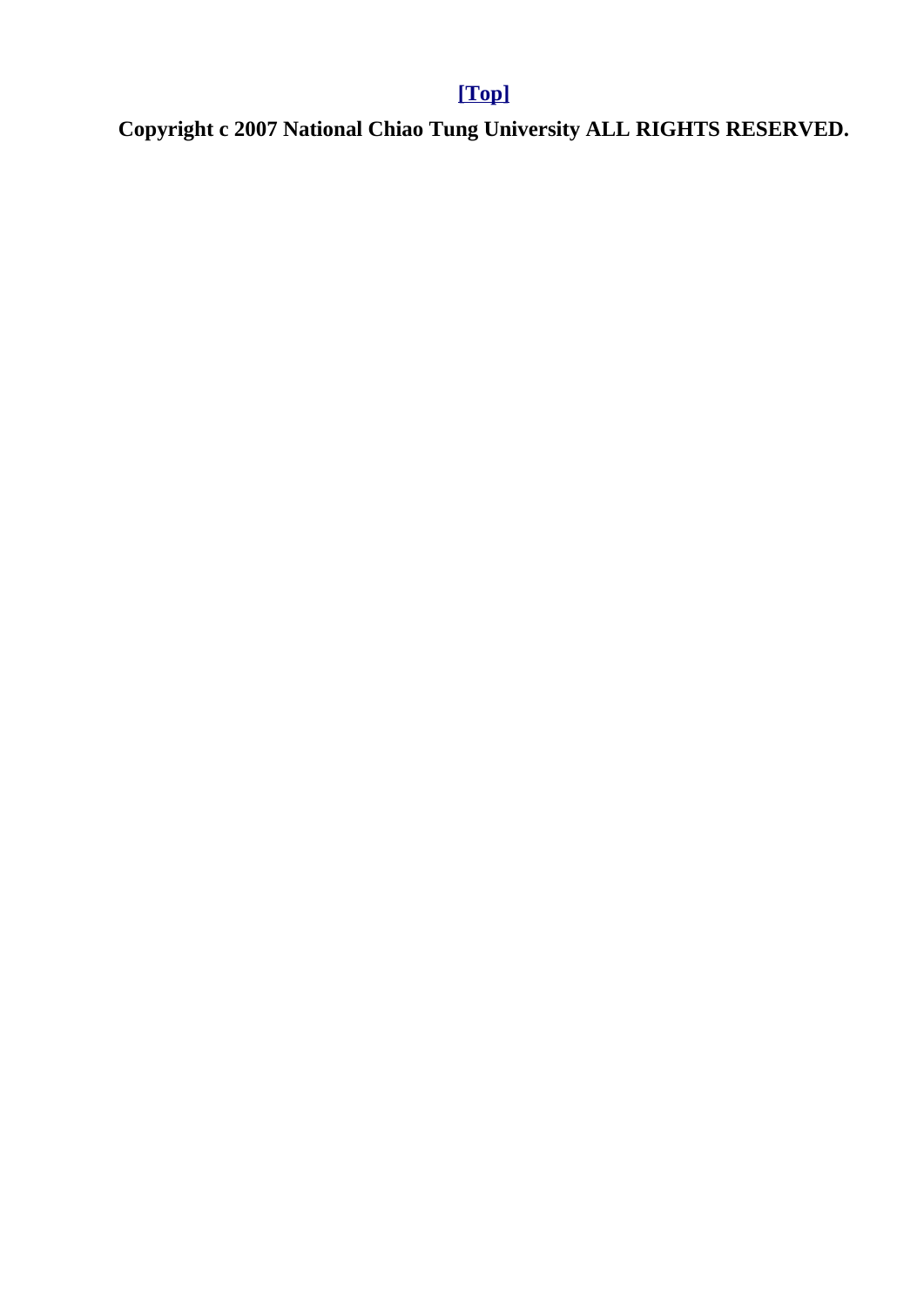[Top]

**Copyright c 2007 National Chiao Tung University ALL RIGHTS RESERVED.**